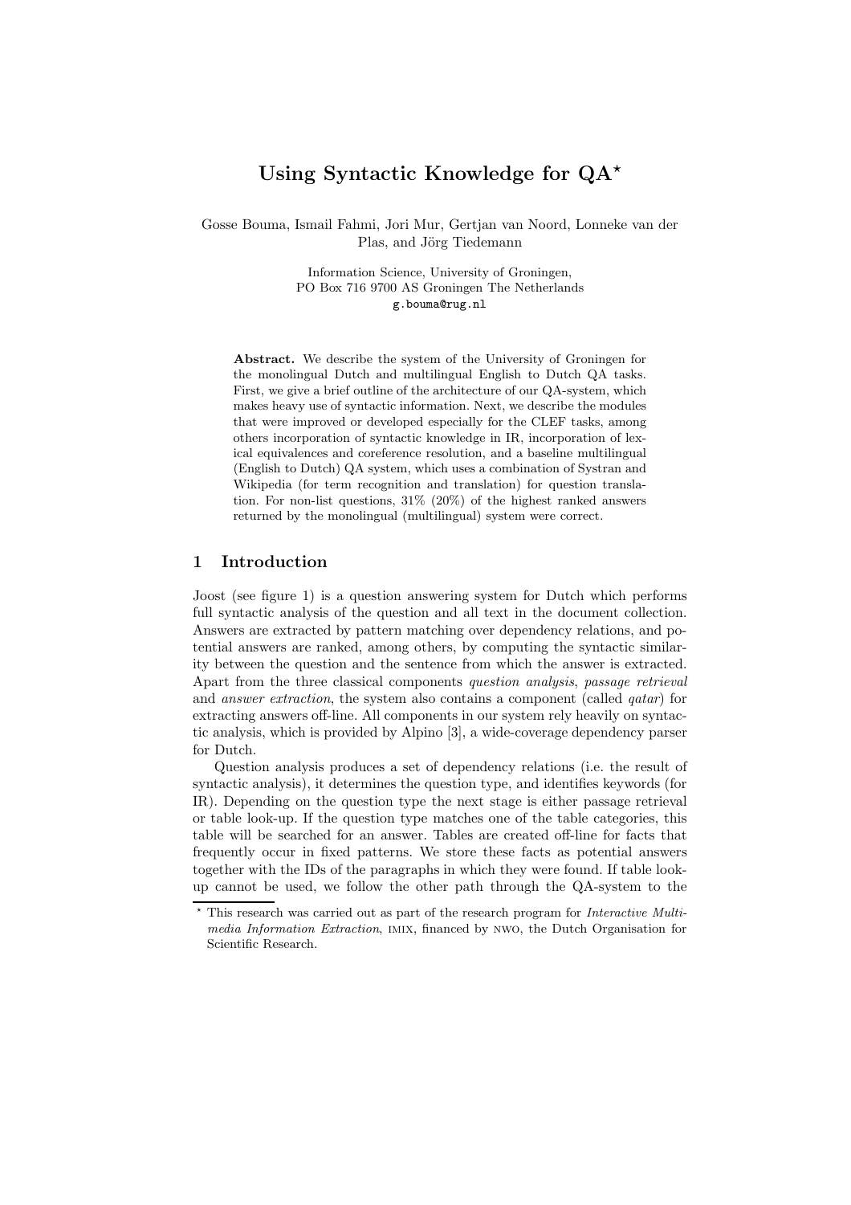# Using Syntactic Knowledge for QA*

Gosse Bouma, Ismail Fahmi, Jori Mur, Gertjan van Noord, Lonneke van der Plas, and Jörg Tiedemann

Information Science, University of Groningen,
PO Box 716 9700 AS Groningen The Netherlands
g.bouma@rug.nl

**Abstract.** We describe the system of the University of Groningen for the monolingual Dutch and multilingual English to Dutch QA tasks. First, we give a brief outline of the architecture of our QA-system, which makes heavy use of syntactic information. Next, we describe the modules that were improved or developed especially for the CLEF tasks, among others incorporation of syntactic knowledge in IR, incorporation of lexical equivalences and coreference resolution, and a baseline multilingual (English to Dutch) QA system, which uses a combination of Systran and Wikipedia (for term recognition and translation) for question translation. For non-list questions, 31% (20%) of the highest ranked answers returned by the monolingual (multilingual) system were correct.

## 1 Introduction

Joost (see figure 1) is a question answering system for Dutch which performs full syntactic analysis of the question and all text in the document collection. Answers are extracted by pattern matching over dependency relations, and potential answers are ranked, among others, by computing the syntactic similarity between the question and the sentence from which the answer is extracted. Apart from the three classical components *question analysis*, *passage retrieval* and *answer extraction*, the system also contains a component (called *qatar*) for extracting answers off-line. All components in our system rely heavily on syntactic analysis, which is provided by Alpino [3], a wide-coverage dependency parser for Dutch.

Question analysis produces a set of dependency relations (i.e. the result of syntactic analysis), it determines the question type, and identifies keywords (for IR). Depending on the question type the next stage is either passage retrieval or table look-up. If the question type matches one of the table categories, this table will be searched for an answer. Tables are created off-line for facts that frequently occur in fixed patterns. We store these facts as potential answers together with the IDs of the paragraphs in which they were found. If table look-up cannot be used, we follow the other path through the QA-system to the

* This research was carried out as part of the research program for *Interactive Multimedia Information Extraction*, IMIX, financed by NWO, the Dutch Organisation for Scientific Research.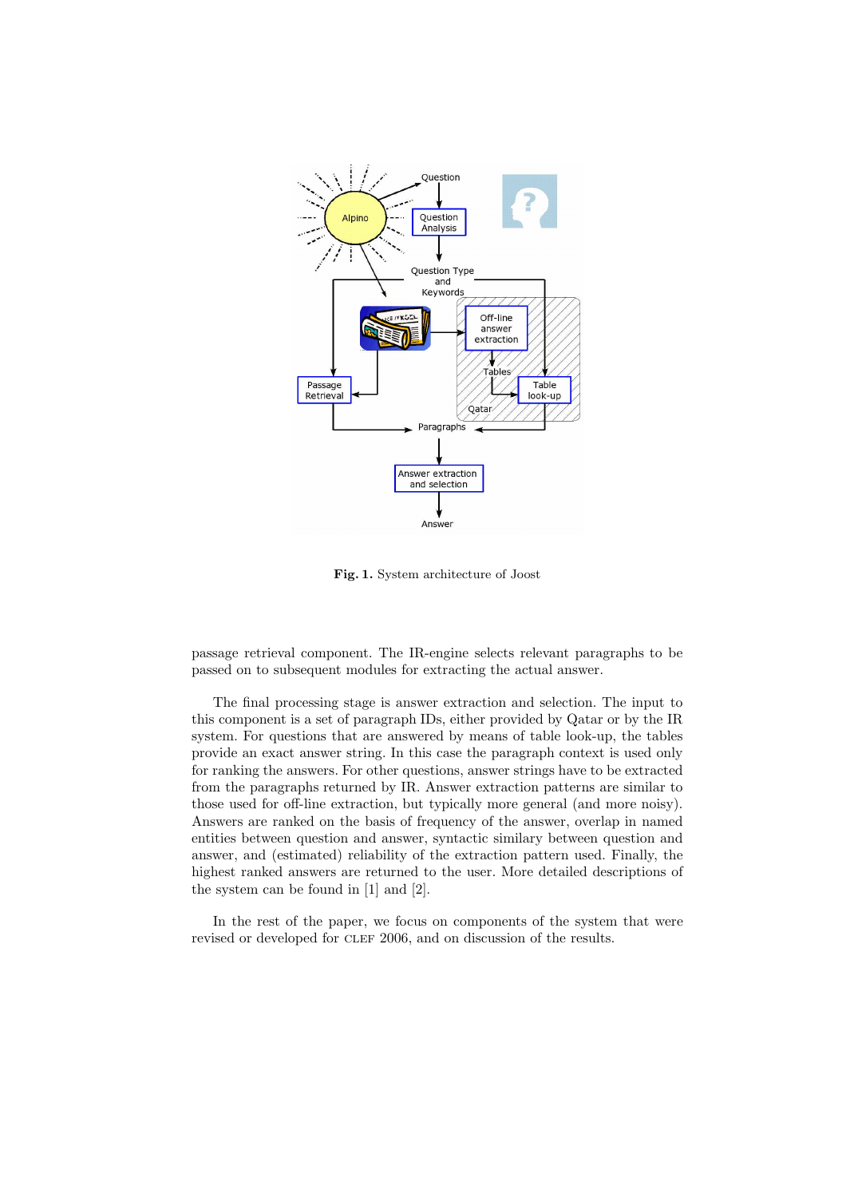**Fig. 1.** System architecture of Joost

passage retrieval component. The IR-engine selects relevant paragraphs to be passed on to subsequent modules for extracting the actual answer.

The final processing stage is answer extraction and selection. The input to this component is a set of paragraph IDs, either provided by Qatar or by the IR system. For questions that are answered by means of table look-up, the tables provide an exact answer string. In this case the paragraph context is used only for ranking the answers. For other questions, answer strings have to be extracted from the paragraphs returned by IR. Answer extraction patterns are similar to those used for off-line extraction, but typically more general (and more noisy). Answers are ranked on the basis of frequency of the answer, overlap in named entities between question and answer, syntactic similary between question and answer, and (estimated) reliability of the extraction pattern used. Finally, the highest ranked answers are returned to the user. More detailed descriptions of the system can be found in [1] and [2].

In the rest of the paper, we focus on components of the system that were revised or developed for CLEF 2006, and on discussion of the results.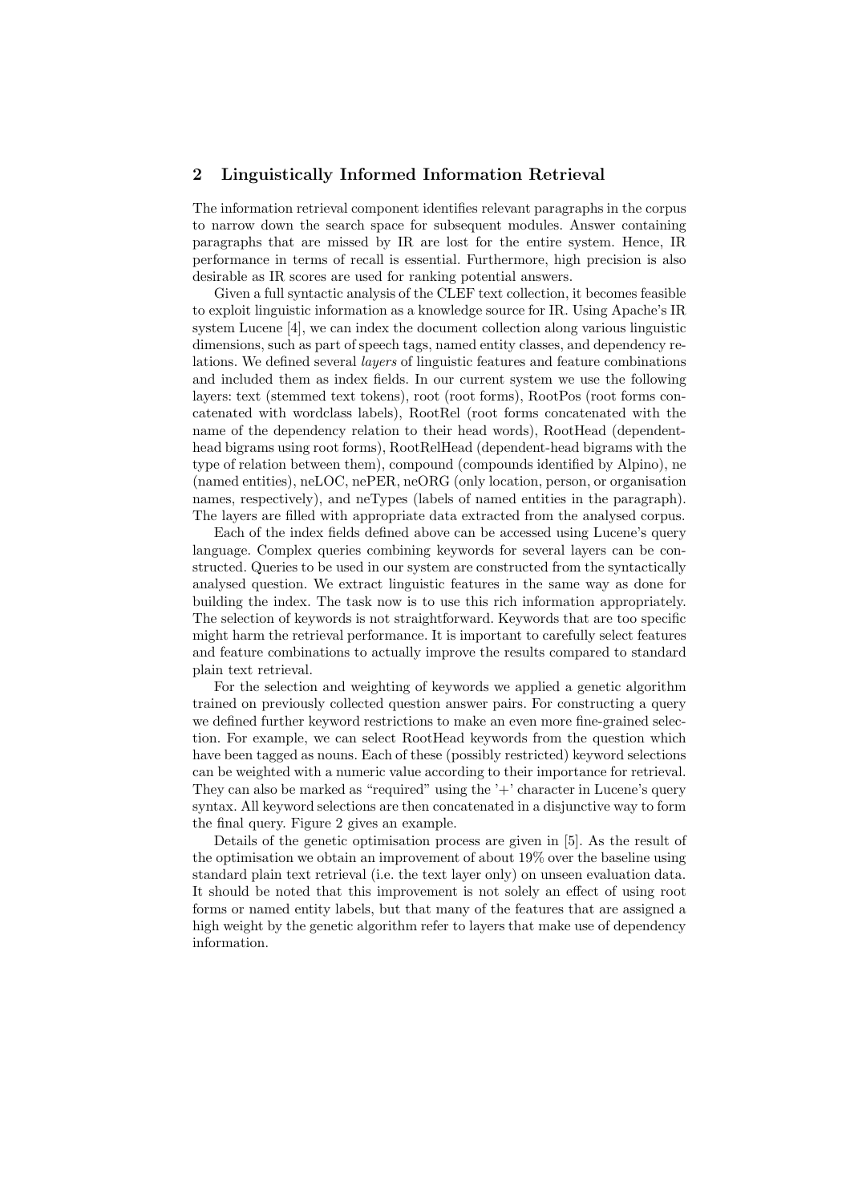## 2 Linguistically Informed Information Retrieval

The information retrieval component identifies relevant paragraphs in the corpus to narrow down the search space for subsequent modules. Answer containing paragraphs that are missed by IR are lost for the entire system. Hence, IR performance in terms of recall is essential. Furthermore, high precision is also desirable as IR scores are used for ranking potential answers.

Given a full syntactic analysis of the CLEF text collection, it becomes feasible to exploit linguistic information as a knowledge source for IR. Using Apache's IR system Lucene [4], we can index the document collection along various linguistic dimensions, such as part of speech tags, named entity classes, and dependency relations. We defined several *layers* of linguistic features and feature combinations and included them as index fields. In our current system we use the following layers: text (stemmed text tokens), root (root forms), RootPos (root forms concatenated with wordclass labels), RootRel (root forms concatenated with the name of the dependency relation to their head words), RootHead (dependent-head bigrams using root forms), RootRelHead (dependent-head bigrams with the type of relation between them), compound (compounds identified by Alpino), ne (named entities), neLOC, nePER, neORG (only location, person, or organisation names, respectively), and neTypes (labels of named entities in the paragraph). The layers are filled with appropriate data extracted from the analysed corpus.

Each of the index fields defined above can be accessed using Lucene's query language. Complex queries combining keywords for several layers can be constructed. Queries to be used in our system are constructed from the syntactically analysed question. We extract linguistic features in the same way as done for building the index. The task now is to use this rich information appropriately. The selection of keywords is not straightforward. Keywords that are too specific might harm the retrieval performance. It is important to carefully select features and feature combinations to actually improve the results compared to standard plain text retrieval.

For the selection and weighting of keywords we applied a genetic algorithm trained on previously collected question answer pairs. For constructing a query we defined further keyword restrictions to make an even more fine-grained selection. For example, we can select RootHead keywords from the question which have been tagged as nouns. Each of these (possibly restricted) keyword selections can be weighted with a numeric value according to their importance for retrieval. They can also be marked as "required" using the '+' character in Lucene's query syntax. All keyword selections are then concatenated in a disjunctive way to form the final query. Figure 2 gives an example.

Details of the genetic optimisation process are given in [5]. As the result of the optimisation we obtain an improvement of about 19% over the baseline using standard plain text retrieval (i.e. the text layer only) on unseen evaluation data. It should be noted that this improvement is not solely an effect of using root forms or named entity labels, but that many of the features that are assigned a high weight by the genetic algorithm refer to layers that make use of dependency information.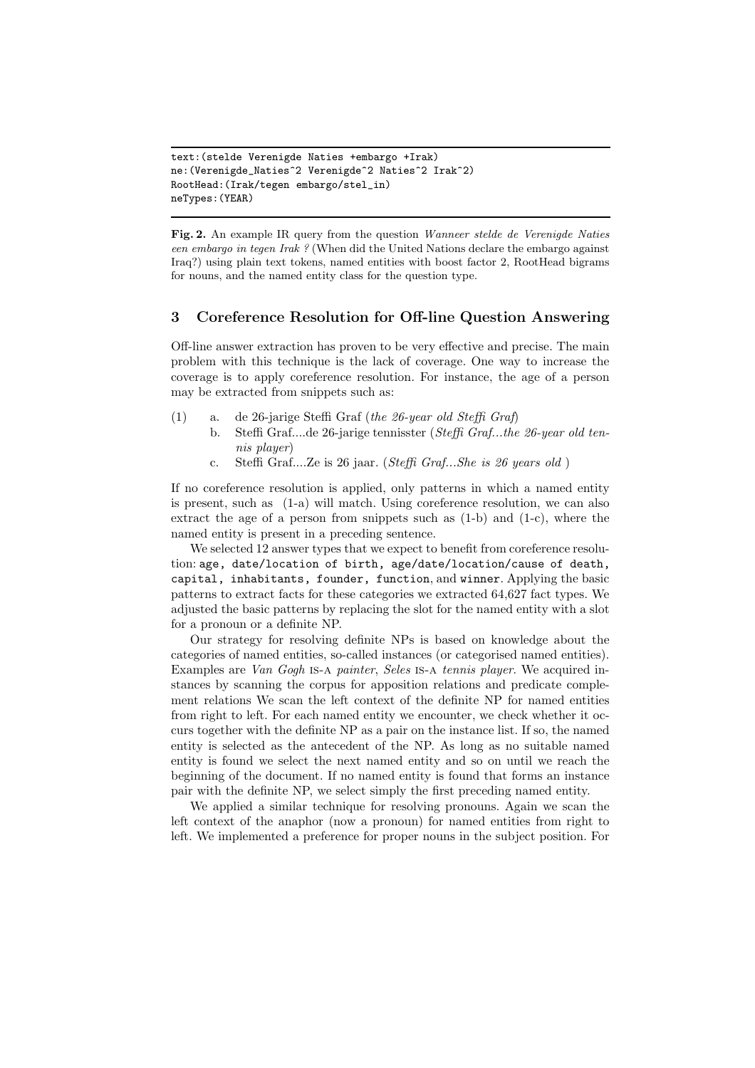```
text:(stelde Verenigde Naties +embargo +Irak)
ne:(Verenigde_Naties^2 Verenigde^2 Naties^2 Irak^2)
RootHead:(Irak/tegen embargo/stel_in)
neTypes:(YEAR)
```

**Fig. 2.** An example IR query from the question *Wanneer stelde de Verenigde Naties een embargo in tegen Irak ?* (When did the United Nations declare the embargo against Iraq?) using plain text tokens, named entities with boost factor 2, RootHead bigrams for nouns, and the named entity class for the question type.

## 3 Coreference Resolution for Off-line Question Answering

Off-line answer extraction has proven to be very effective and precise. The main problem with this technique is the lack of coverage. One way to increase the coverage is to apply coreference resolution. For instance, the age of a person may be extracted from snippets such as:

(1) a. de 26-jarige Steffi Graf (*the 26-year old Steffi Graf*)
    b. Steffi Graf....de 26-jarige tennisster (*Steffi Graf...the 26-year old tennis player*)
    c. Steffi Graf....Ze is 26 jaar. (*Steffi Graf...She is 26 years old* )

If no coreference resolution is applied, only patterns in which a named entity is present, such as (1-a) will match. Using coreference resolution, we can also extract the age of a person from snippets such as (1-b) and (1-c), where the named entity is present in a preceding sentence.

We selected 12 answer types that we expect to benefit from coreference resolution: `age, date/location of birth, age/date/location/cause of death, capital, inhabitants, founder, function`, and `winner`. Applying the basic patterns to extract facts for these categories we extracted 64,627 fact types. We adjusted the basic patterns by replacing the slot for the named entity with a slot for a pronoun or a definite NP.

Our strategy for resolving definite NPs is based on knowledge about the categories of named entities, so-called instances (or categorised named entities). Examples are *Van Gogh* IS-A *painter*, *Seles* IS-A *tennis player*. We acquired instances by scanning the corpus for apposition relations and predicate complement relations We scan the left context of the definite NP for named entities from right to left. For each named entity we encounter, we check whether it occurs together with the definite NP as a pair on the instance list. If so, the named entity is selected as the antecedent of the NP. As long as no suitable named entity is found we select the next named entity and so on until we reach the beginning of the document. If no named entity is found that forms an instance pair with the definite NP, we select simply the first preceding named entity.

We applied a similar technique for resolving pronouns. Again we scan the left context of the anaphor (now a pronoun) for named entities from right to left. We implemented a preference for proper nouns in the subject position. For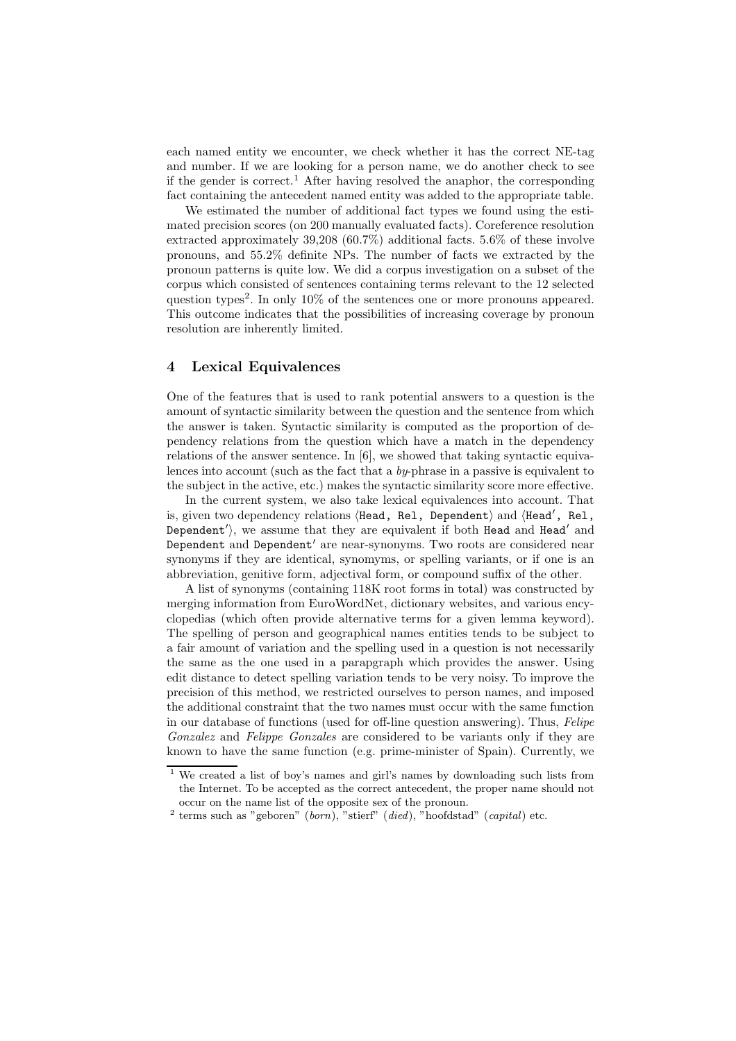each named entity we encounter, we check whether it has the correct NE-tag and number. If we are looking for a person name, we do another check to see if the gender is correct.[1] After having resolved the anaphor, the corresponding fact containing the antecedent named entity was added to the appropriate table.

We estimated the number of additional fact types we found using the estimated precision scores (on 200 manually evaluated facts). Coreference resolution extracted approximately 39,208 (60.7%) additional facts. 5.6% of these involve pronouns, and 55.2% definite NPs. The number of facts we extracted by the pronoun patterns is quite low. We did a corpus investigation on a subset of the corpus which consisted of sentences containing terms relevant to the 12 selected question types[2]. In only 10% of the sentences one or more pronouns appeared. This outcome indicates that the possibilities of increasing coverage by pronoun resolution are inherently limited.

## 4 Lexical Equivalences

One of the features that is used to rank potential answers to a question is the amount of syntactic similarity between the question and the sentence from which the answer is taken. Syntactic similarity is computed as the proportion of dependency relations from the question which have a match in the dependency relations of the answer sentence. In [6], we showed that taking syntactic equivalences into account (such as the fact that a *by*-phrase in a passive is equivalent to the subject in the active, etc.) makes the syntactic similarity score more effective.

In the current system, we also take lexical equivalences into account. That is, given two dependency relations ⟨`Head, Rel, Dependent`⟩ and ⟨`Head′, Rel, Dependent′`⟩, we assume that they are equivalent if both `Head` and `Head′` and `Dependent` and `Dependent′` are near-synonyms. Two roots are considered near synonyms if they are identical, synomyms, or spelling variants, or if one is an abbreviation, genitive form, adjectival form, or compound suffix of the other.

A list of synonyms (containing 118K root forms in total) was constructed by merging information from EuroWordNet, dictionary websites, and various encyclopedias (which often provide alternative terms for a given lemma keyword). The spelling of person and geographical names entities tends to be subject to a fair amount of variation and the spelling used in a question is not necessarily the same as the one used in a parapgraph which provides the answer. Using edit distance to detect spelling variation tends to be very noisy. To improve the precision of this method, we restricted ourselves to person names, and imposed the additional constraint that the two names must occur with the same function in our database of functions (used for off-line question answering). Thus, *Felipe Gonzalez* and *Felippe Gonzales* are considered to be variants only if they are known to have the same function (e.g. prime-minister of Spain). Currently, we

[1] We created a list of boy's names and girl's names by downloading such lists from the Internet. To be accepted as the correct antecedent, the proper name should not occur on the name list of the opposite sex of the pronoun.

[2] terms such as "geboren" (*born*), "stierf" (*died*), "hoofdstad" (*capital*) etc.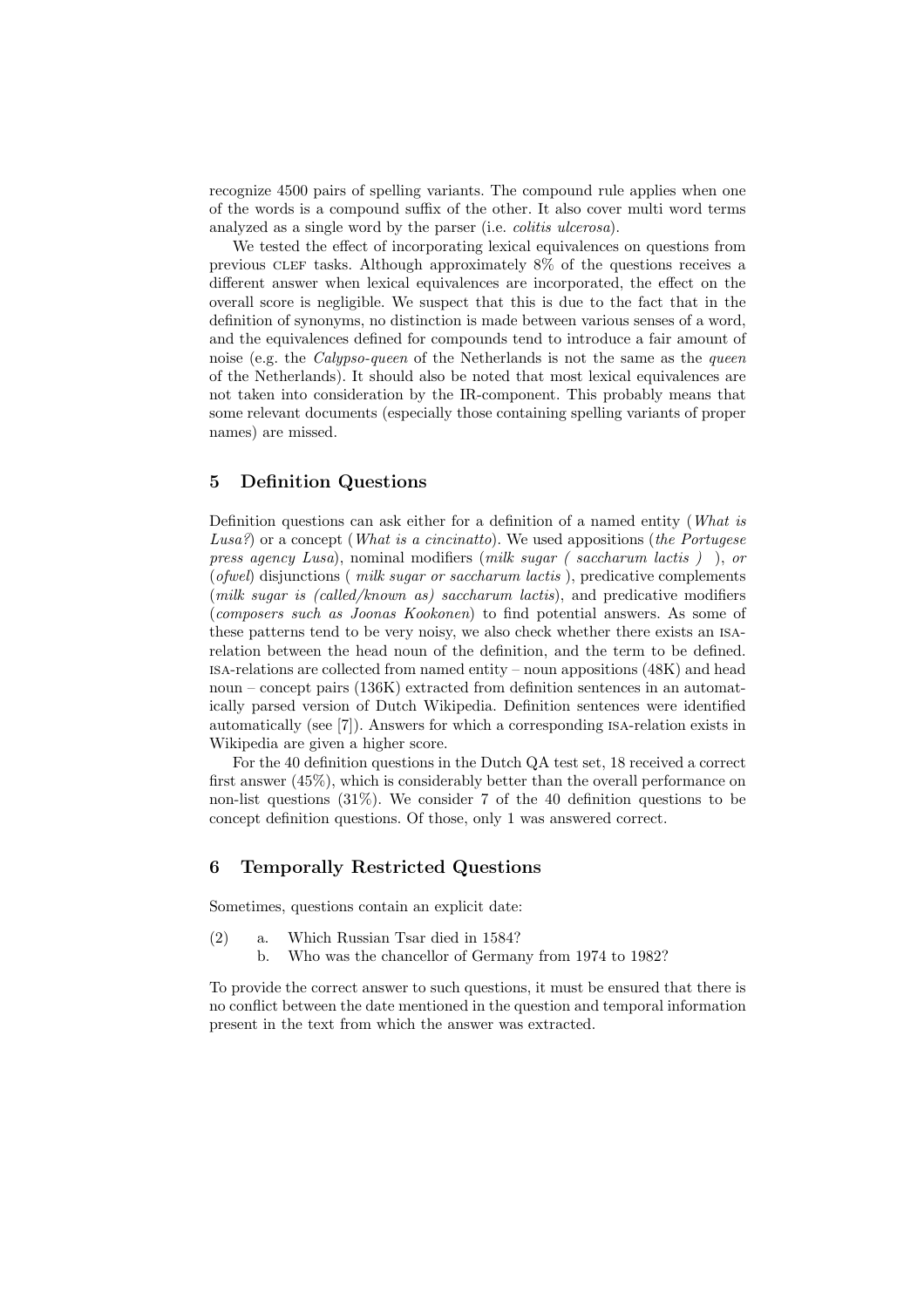recognize 4500 pairs of spelling variants. The compound rule applies when one of the words is a compound suffix of the other. It also cover multi word terms analyzed as a single word by the parser (i.e. *colitis ulcerosa*).

We tested the effect of incorporating lexical equivalences on questions from previous CLEF tasks. Although approximately 8% of the questions receives a different answer when lexical equivalences are incorporated, the effect on the overall score is negligible. We suspect that this is due to the fact that in the definition of synonyms, no distinction is made between various senses of a word, and the equivalences defined for compounds tend to introduce a fair amount of noise (e.g. the *Calypso-queen* of the Netherlands is not the same as the *queen* of the Netherlands). It should also be noted that most lexical equivalences are not taken into consideration by the IR-component. This probably means that some relevant documents (especially those containing spelling variants of proper names) are missed.

## 5 Definition Questions

Definition questions can ask either for a definition of a named entity (*What is Lusa?*) or a concept (*What is a cincinatto*). We used appositions (*the Portugese press agency Lusa*), nominal modifiers (*milk sugar ( saccharum lactis )* ), *or* (*ofwel*) disjunctions ( *milk sugar or saccharum lactis* ), predicative complements (*milk sugar is (called/known as) saccharum lactis*), and predicative modifiers (*composers such as Joonas Kookonen*) to find potential answers. As some of these patterns tend to be very noisy, we also check whether there exists an ISA-relation between the head noun of the definition, and the term to be defined. ISA-relations are collected from named entity – noun appositions (48K) and head noun – concept pairs (136K) extracted from definition sentences in an automatically parsed version of Dutch Wikipedia. Definition sentences were identified automatically (see [7]). Answers for which a corresponding ISA-relation exists in Wikipedia are given a higher score.

For the 40 definition questions in the Dutch QA test set, 18 received a correct first answer (45%), which is considerably better than the overall performance on non-list questions (31%). We consider 7 of the 40 definition questions to be concept definition questions. Of those, only 1 was answered correct.

## 6 Temporally Restricted Questions

Sometimes, questions contain an explicit date:

(2) a. Which Russian Tsar died in 1584?
  b. Who was the chancellor of Germany from 1974 to 1982?

To provide the correct answer to such questions, it must be ensured that there is no conflict between the date mentioned in the question and temporal information present in the text from which the answer was extracted.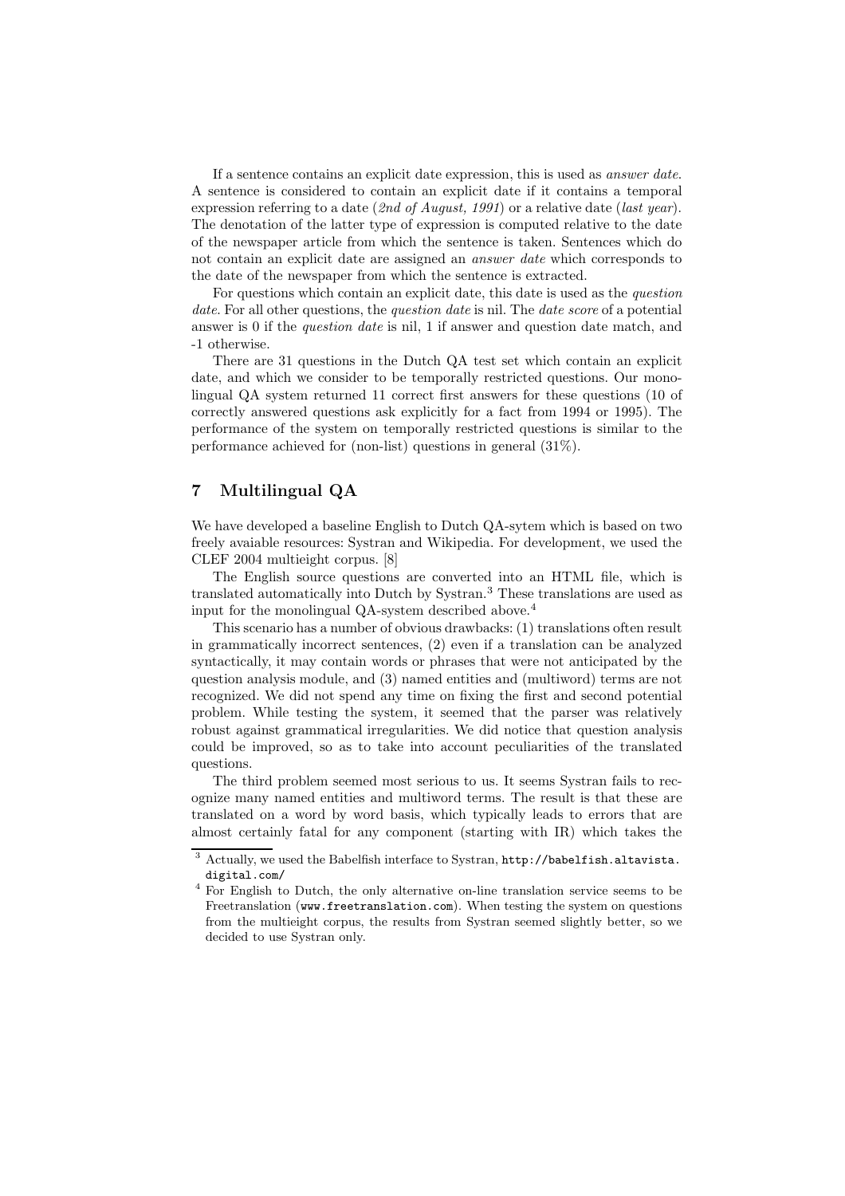If a sentence contains an explicit date expression, this is used as *answer date*. A sentence is considered to contain an explicit date if it contains a temporal expression referring to a date (*2nd of August, 1991*) or a relative date (*last year*). The denotation of the latter type of expression is computed relative to the date of the newspaper article from which the sentence is taken. Sentences which do not contain an explicit date are assigned an *answer date* which corresponds to the date of the newspaper from which the sentence is extracted.

For questions which contain an explicit date, this date is used as the *question date*. For all other questions, the *question date* is nil. The *date score* of a potential answer is 0 if the *question date* is nil, 1 if answer and question date match, and -1 otherwise.

There are 31 questions in the Dutch QA test set which contain an explicit date, and which we consider to be temporally restricted questions. Our monolingual QA system returned 11 correct first answers for these questions (10 of correctly answered questions ask explicitly for a fact from 1994 or 1995). The performance of the system on temporally restricted questions is similar to the performance achieved for (non-list) questions in general (31%).

## 7 Multilingual QA

We have developed a baseline English to Dutch QA-sytem which is based on two freely avaiable resources: Systran and Wikipedia. For development, we used the CLEF 2004 multieight corpus. [8]

The English source questions are converted into an HTML file, which is translated automatically into Dutch by Systran.[3] These translations are used as input for the monolingual QA-system described above.[4]

This scenario has a number of obvious drawbacks: (1) translations often result in grammatically incorrect sentences, (2) even if a translation can be analyzed syntactically, it may contain words or phrases that were not anticipated by the question analysis module, and (3) named entities and (multiword) terms are not recognized. We did not spend any time on fixing the first and second potential problem. While testing the system, it seemed that the parser was relatively robust against grammatical irregularities. We did notice that question analysis could be improved, so as to take into account peculiarities of the translated questions.

The third problem seemed most serious to us. It seems Systran fails to recognize many named entities and multiword terms. The result is that these are translated on a word by word basis, which typically leads to errors that are almost certainly fatal for any component (starting with IR) which takes the

[3] Actually, we used the Babelfish interface to Systran, `http://babelfish.altavista.digital.com/`

[4] For English to Dutch, the only alternative on-line translation service seems to be Freetranslation (`www.freetranslation.com`). When testing the system on questions from the multieight corpus, the results from Systran seemed slightly better, so we decided to use Systran only.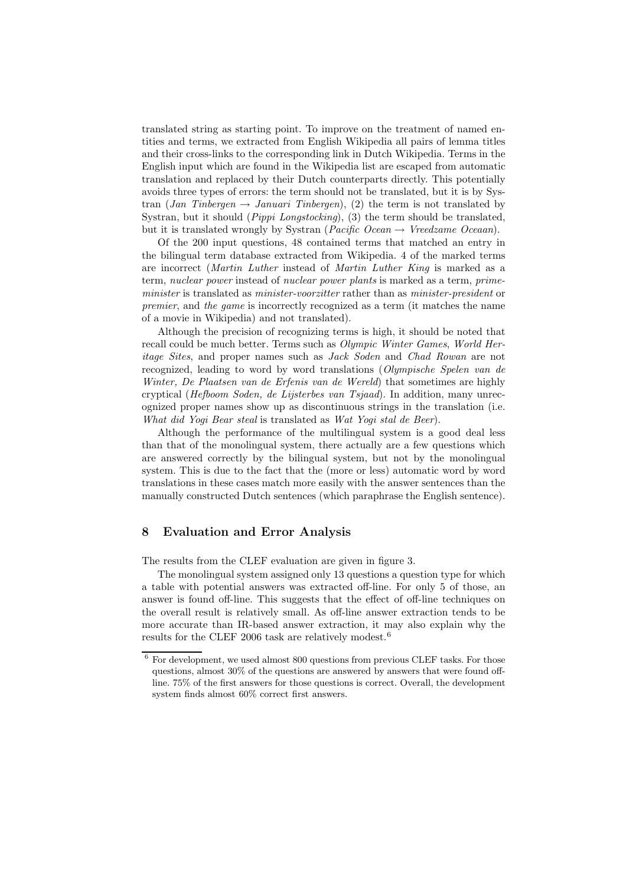translated string as starting point. To improve on the treatment of named entities and terms, we extracted from English Wikipedia all pairs of lemma titles and their cross-links to the corresponding link in Dutch Wikipedia. Terms in the English input which are found in the Wikipedia list are escaped from automatic translation and replaced by their Dutch counterparts directly. This potentially avoids three types of errors: the term should not be translated, but it is by Systran (*Jan Tinbergen* → *Januari Tinbergen*), (2) the term is not translated by Systran, but it should (*Pippi Longstocking*), (3) the term should be translated, but it is translated wrongly by Systran (*Pacific Ocean* → *Vreedzame Oceaan*).

Of the 200 input questions, 48 contained terms that matched an entry in the bilingual term database extracted from Wikipedia. 4 of the marked terms are incorrect (*Martin Luther* instead of *Martin Luther King* is marked as a term, *nuclear power* instead of *nuclear power plants* is marked as a term, *prime-minister* is translated as *minister-voorzitter* rather than as *minister-president* or *premier*, and *the game* is incorrectly recognized as a term (it matches the name of a movie in Wikipedia) and not translated).

Although the precision of recognizing terms is high, it should be noted that recall could be much better. Terms such as *Olympic Winter Games*, *World Heritage Sites*, and proper names such as *Jack Soden* and *Chad Rowan* are not recognized, leading to word by word translations (*Olympische Spelen van de Winter, De Plaatsen van de Erfenis van de Wereld*) that sometimes are highly cryptical (*Hefboom Soden, de Lijsterbes van Tsjaad*). In addition, many unrecognized proper names show up as discontinuous strings in the translation (i.e. *What did Yogi Bear steal* is translated as *Wat Yogi stal de Beer*).

Although the performance of the multilingual system is a good deal less than that of the monolingual system, there actually are a few questions which are answered correctly by the bilingual system, but not by the monolingual system. This is due to the fact that the (more or less) automatic word by word translations in these cases match more easily with the answer sentences than the manually constructed Dutch sentences (which paraphrase the English sentence).

## 8 Evaluation and Error Analysis

The results from the CLEF evaluation are given in figure 3.

The monolingual system assigned only 13 questions a question type for which a table with potential answers was extracted off-line. For only 5 of those, an answer is found off-line. This suggests that the effect of off-line techniques on the overall result is relatively small. As off-line answer extraction tends to be more accurate than IR-based answer extraction, it may also explain why the results for the CLEF 2006 task are relatively modest.[6]

[6] For development, we used almost 800 questions from previous CLEF tasks. For those questions, almost 30% of the questions are answered by answers that were found off-line. 75% of the first answers for those questions is correct. Overall, the development system finds almost 60% correct first answers.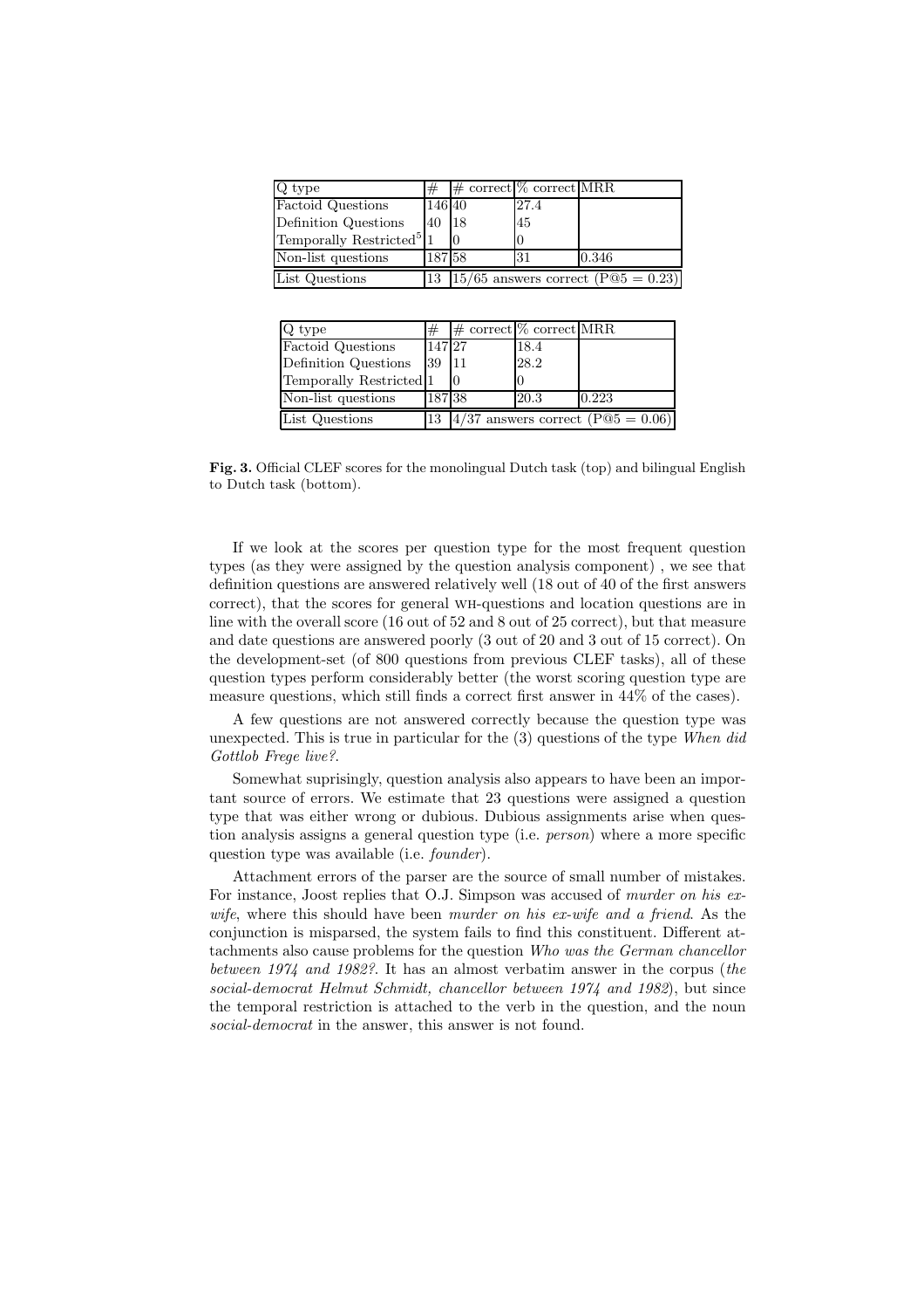| Q type | # | # correct | % correct | MRR |
|---|---|---|---|---|
| Factoid Questions | 146 | 40 | 27.4 | |
| Definition Questions | 40 | 18 | 45 | |
| Temporally Restricted[5] | 1 | 0 | 0 | |
| Non-list questions | 187 | 58 | 31 | 0.346 |
| List Questions | 13 | 15/65 answers correct (P@5 = 0.23) | | |

| Q type | # | # correct | % correct | MRR |
|---|---|---|---|---|
| Factoid Questions | 147 | 27 | 18.4 | |
| Definition Questions | 39 | 11 | 28.2 | |
| Temporally Restricted | 1 | 0 | 0 | |
| Non-list questions | 187 | 38 | 20.3 | 0.223 |
| List Questions | 13 | 4/37 answers correct (P@5 = 0.06) | | |

**Fig. 3.** Official CLEF scores for the monolingual Dutch task (top) and bilingual English to Dutch task (bottom).

If we look at the scores per question type for the most frequent question types (as they were assigned by the question analysis component) , we see that definition questions are answered relatively well (18 out of 40 of the first answers correct), that the scores for general WH-questions and location questions are in line with the overall score (16 out of 52 and 8 out of 25 correct), but that measure and date questions are answered poorly (3 out of 20 and 3 out of 15 correct). On the development-set (of 800 questions from previous CLEF tasks), all of these question types perform considerably better (the worst scoring question type are measure questions, which still finds a correct first answer in 44% of the cases).

A few questions are not answered correctly because the question type was unexpected. This is true in particular for the (3) questions of the type *When did Gottlob Frege live?*.

Somewhat suprisingly, question analysis also appears to have been an important source of errors. We estimate that 23 questions were assigned a question type that was either wrong or dubious. Dubious assignments arise when question analysis assigns a general question type (i.e. *person*) where a more specific question type was available (i.e. *founder*).

Attachment errors of the parser are the source of small number of mistakes. For instance, Joost replies that O.J. Simpson was accused of *murder on his ex-wife*, where this should have been *murder on his ex-wife and a friend*. As the conjunction is misparsed, the system fails to find this constituent. Different attachments also cause problems for the question *Who was the German chancellor between 1974 and 1982?*. It has an almost verbatim answer in the corpus (*the social-democrat Helmut Schmidt, chancellor between 1974 and 1982*), but since the temporal restriction is attached to the verb in the question, and the noun *social-democrat* in the answer, this answer is not found.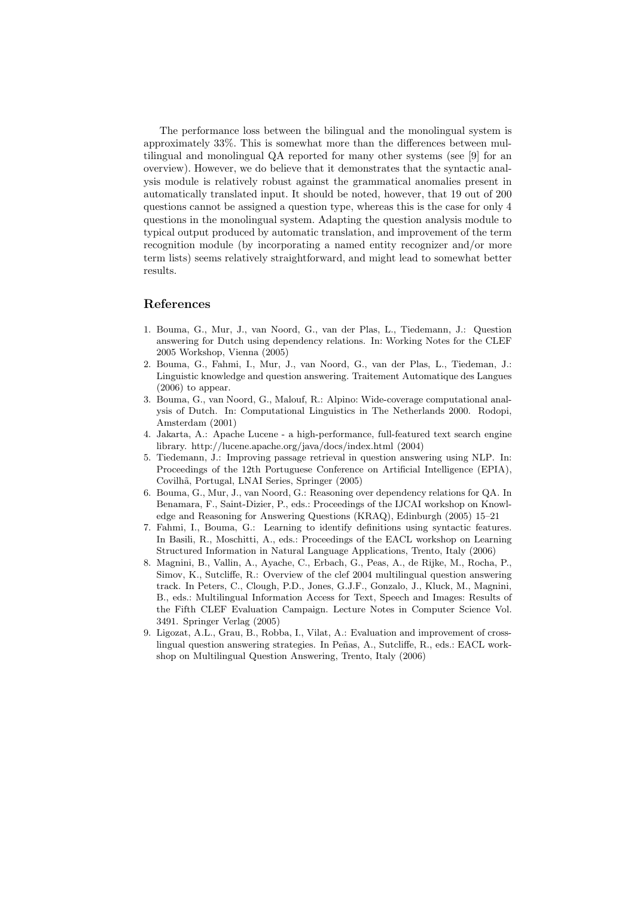The performance loss between the bilingual and the monolingual system is approximately 33%. This is somewhat more than the differences between multilingual and monolingual QA reported for many other systems (see [9] for an overview). However, we do believe that it demonstrates that the syntactic analysis module is relatively robust against the grammatical anomalies present in automatically translated input. It should be noted, however, that 19 out of 200 questions cannot be assigned a question type, whereas this is the case for only 4 questions in the monolingual system. Adapting the question analysis module to typical output produced by automatic translation, and improvement of the term recognition module (by incorporating a named entity recognizer and/or more term lists) seems relatively straightforward, and might lead to somewhat better results.

## References

1. Bouma, G., Mur, J., van Noord, G., van der Plas, L., Tiedemann, J.: Question answering for Dutch using dependency relations. In: Working Notes for the CLEF 2005 Workshop, Vienna (2005)
2. Bouma, G., Fahmi, I., Mur, J., van Noord, G., van der Plas, L., Tiedeman, J.: Linguistic knowledge and question answering. Traitement Automatique des Langues (2006) to appear.
3. Bouma, G., van Noord, G., Malouf, R.: Alpino: Wide-coverage computational analysis of Dutch. In: Computational Linguistics in The Netherlands 2000. Rodopi, Amsterdam (2001)
4. Jakarta, A.: Apache Lucene - a high-performance, full-featured text search engine library. http://lucene.apache.org/java/docs/index.html (2004)
5. Tiedemann, J.: Improving passage retrieval in question answering using NLP. In: Proceedings of the 12th Portuguese Conference on Artificial Intelligence (EPIA), Covilhã, Portugal, LNAI Series, Springer (2005)
6. Bouma, G., Mur, J., van Noord, G.: Reasoning over dependency relations for QA. In Benamara, F., Saint-Dizier, P., eds.: Proceedings of the IJCAI workshop on Knowledge and Reasoning for Answering Questions (KRAQ), Edinburgh (2005) 15–21
7. Fahmi, I., Bouma, G.: Learning to identify definitions using syntactic features. In Basili, R., Moschitti, A., eds.: Proceedings of the EACL workshop on Learning Structured Information in Natural Language Applications, Trento, Italy (2006)
8. Magnini, B., Vallin, A., Ayache, C., Erbach, G., Peas, A., de Rijke, M., Rocha, P., Simov, K., Sutcliffe, R.: Overview of the clef 2004 multilingual question answering track. In Peters, C., Clough, P.D., Jones, G.J.F., Gonzalo, J., Kluck, M., Magnini, B., eds.: Multilingual Information Access for Text, Speech and Images: Results of the Fifth CLEF Evaluation Campaign. Lecture Notes in Computer Science Vol. 3491. Springer Verlag (2005)
9. Ligozat, A.L., Grau, B., Robba, I., Vilat, A.: Evaluation and improvement of cross-lingual question answering strategies. In Peñas, A., Sutcliffe, R., eds.: EACL workshop on Multilingual Question Answering, Trento, Italy (2006)